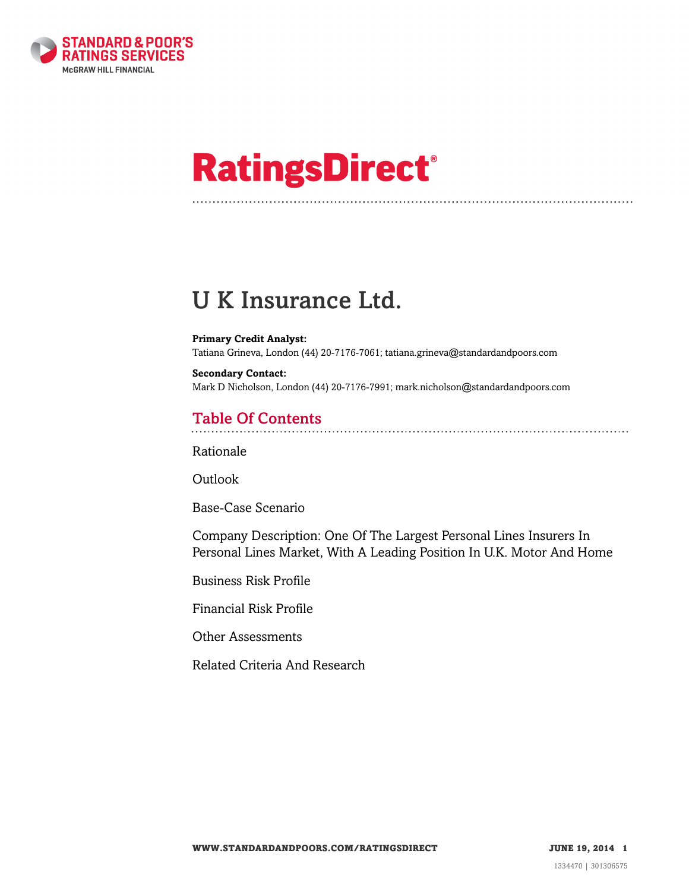# RatingsDirect®

# U K Insurance Ltd.

**Primary Credit Analyst:**
Tatiana Grineva, London (44) 20-7176-7061; tatiana.grineva@standardandpoors.com

**Secondary Contact:**
Mark D Nicholson, London (44) 20-7176-7991; mark.nicholson@standardandpoors.com

## Table Of Contents

Rationale

Outlook

Base-Case Scenario

Company Description: One Of The Largest Personal Lines Insurers In Personal Lines Market, With A Leading Position In U.K. Motor And Home

Business Risk Profile

Financial Risk Profile

Other Assessments

Related Criteria And Research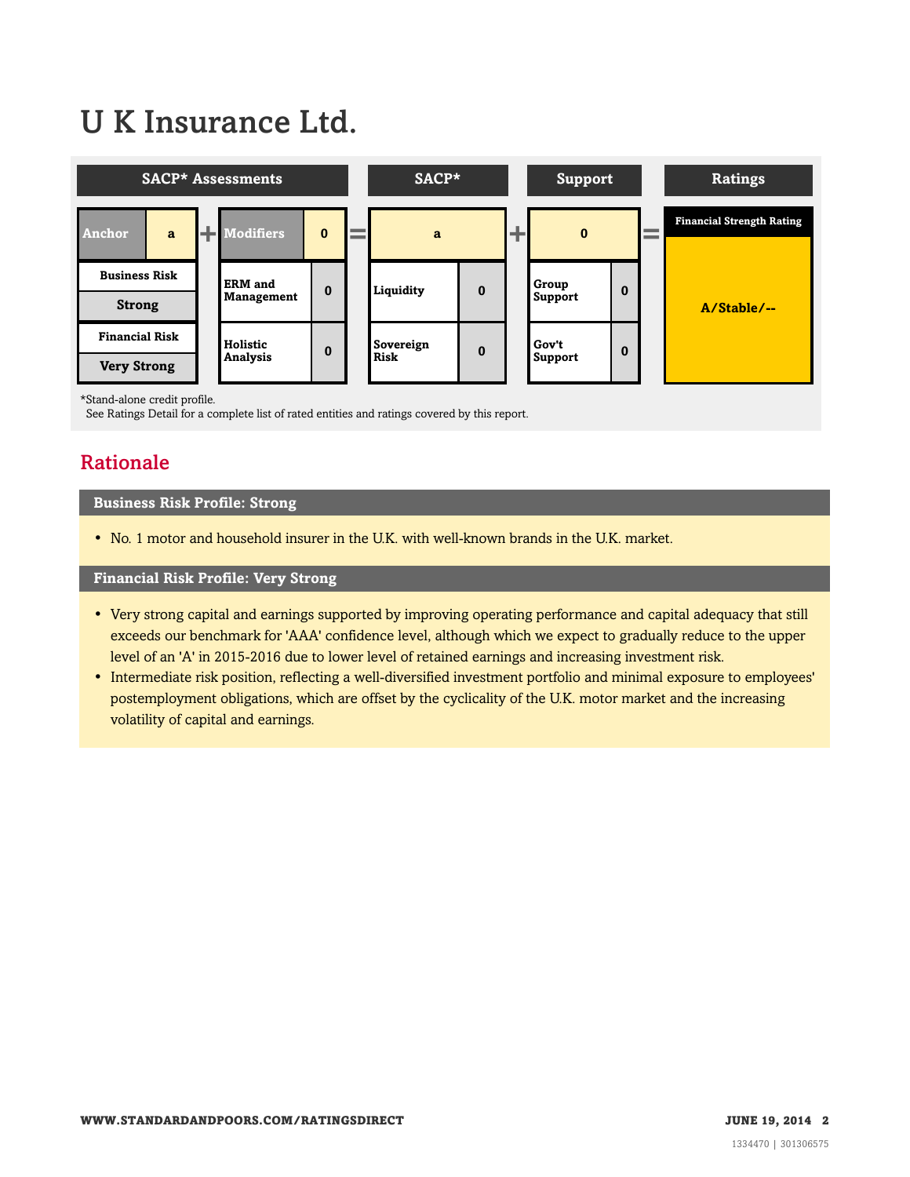# U K Insurance Ltd.

| SACP* Assessments | | | | | SACP* | | Support | | Ratings |
|---|---|---|---|---|---|---|---|---|---|
| Anchor | a | + | Modifiers | 0 | = a | + | 0 | = | Financial Strength Rating |
| Business Risk | Strong | | ERM and Management | 0 | Liquidity | 0 | Group Support | 0 | A/Stable/-- |
| Financial Risk | Very Strong | | Holistic Analysis | 0 | Sovereign Risk | 0 | Gov't Support | 0 | |

*Stand-alone credit profile.
See Ratings Detail for a complete list of rated entities and ratings covered by this report.

## Rationale

### Business Risk Profile: Strong

- No. 1 motor and household insurer in the U.K. with well-known brands in the U.K. market.

### Financial Risk Profile: Very Strong

- Very strong capital and earnings supported by improving operating performance and capital adequacy that still exceeds our benchmark for 'AAA' confidence level, although which we expect to gradually reduce to the upper level of an 'A' in 2015-2016 due to lower level of retained earnings and increasing investment risk.
- Intermediate risk position, reflecting a well-diversified investment portfolio and minimal exposure to employees' postemployment obligations, which are offset by the cyclicality of the U.K. motor market and the increasing volatility of capital and earnings.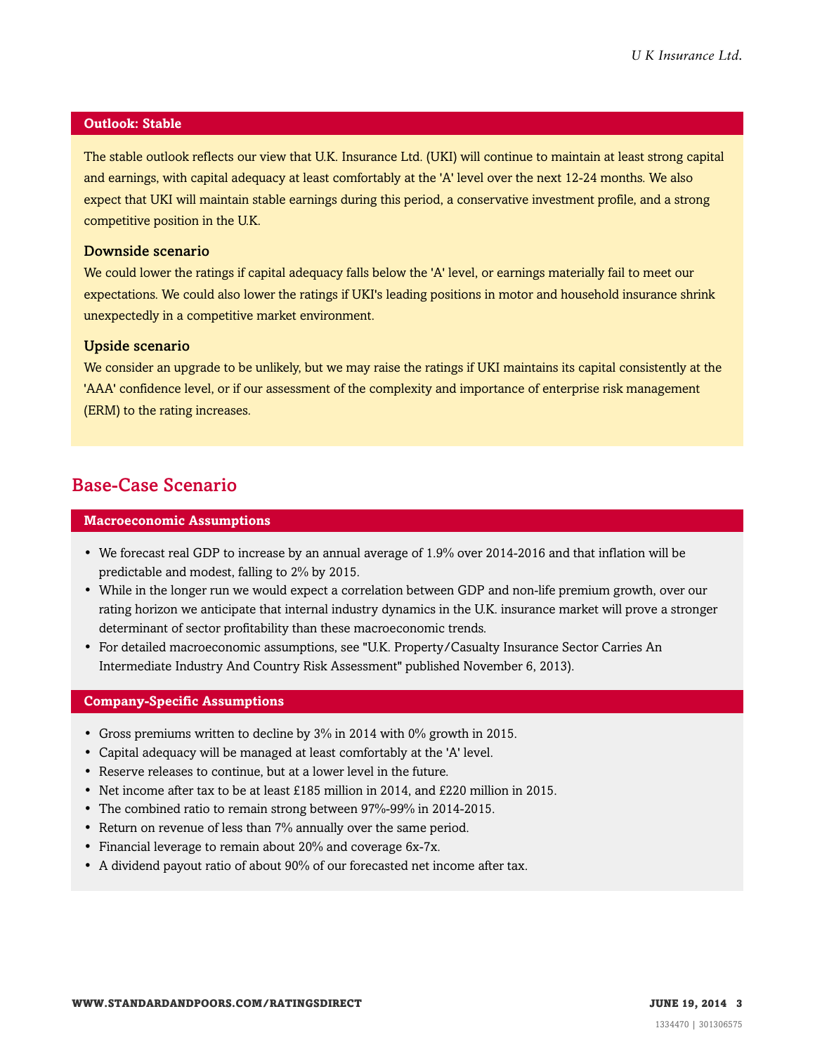### Outlook: Stable

The stable outlook reflects our view that U.K. Insurance Ltd. (UKI) will continue to maintain at least strong capital and earnings, with capital adequacy at least comfortably at the 'A' level over the next 12-24 months. We also expect that UKI will maintain stable earnings during this period, a conservative investment profile, and a strong competitive position in the U.K.

#### Downside scenario

We could lower the ratings if capital adequacy falls below the 'A' level, or earnings materially fail to meet our expectations. We could also lower the ratings if UKI's leading positions in motor and household insurance shrink unexpectedly in a competitive market environment.

#### Upside scenario

We consider an upgrade to be unlikely, but we may raise the ratings if UKI maintains its capital consistently at the 'AAA' confidence level, or if our assessment of the complexity and importance of enterprise risk management (ERM) to the rating increases.

## Base-Case Scenario

### Macroeconomic Assumptions

- We forecast real GDP to increase by an annual average of 1.9% over 2014-2016 and that inflation will be predictable and modest, falling to 2% by 2015.
- While in the longer run we would expect a correlation between GDP and non-life premium growth, over our rating horizon we anticipate that internal industry dynamics in the U.K. insurance market will prove a stronger determinant of sector profitability than these macroeconomic trends.
- For detailed macroeconomic assumptions, see "U.K. Property/Casualty Insurance Sector Carries An Intermediate Industry And Country Risk Assessment" published November 6, 2013).

### Company-Specific Assumptions

- Gross premiums written to decline by 3% in 2014 with 0% growth in 2015.
- Capital adequacy will be managed at least comfortably at the 'A' level.
- Reserve releases to continue, but at a lower level in the future.
- Net income after tax to be at least £185 million in 2014, and £220 million in 2015.
- The combined ratio to remain strong between 97%-99% in 2014-2015.
- Return on revenue of less than 7% annually over the same period.
- Financial leverage to remain about 20% and coverage 6x-7x.
- A dividend payout ratio of about 90% of our forecasted net income after tax.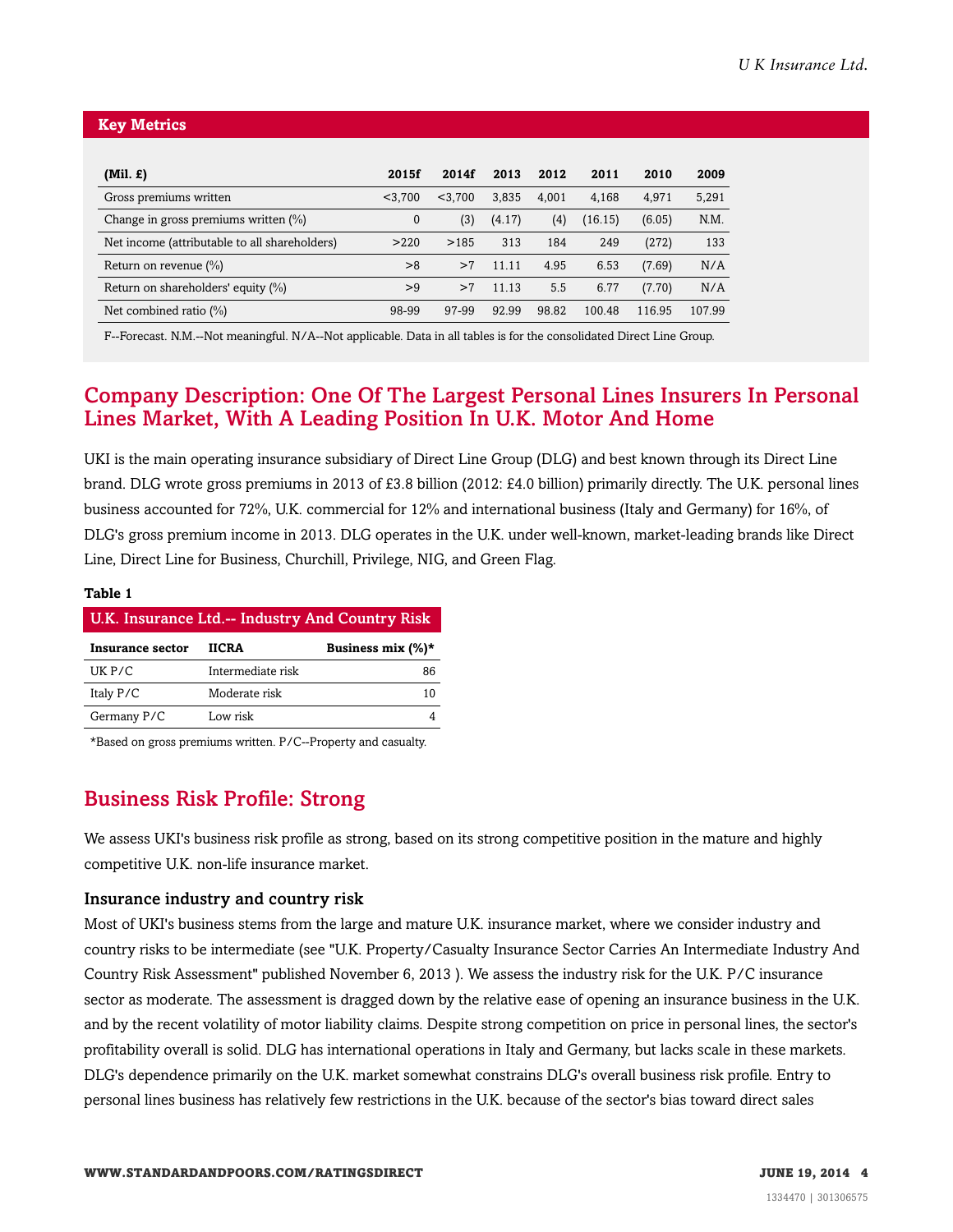## Key Metrics

| (Mil. £) | 2015f | 2014f | 2013 | 2012 | 2011 | 2010 | 2009 |
|---|---|---|---|---|---|---|---|
| Gross premiums written | <3,700 | <3,700 | 3,835 | 4,001 | 4,168 | 4,971 | 5,291 |
| Change in gross premiums written (%) | 0 | (3) | (4.17) | (4) | (16.15) | (6.05) | N.M. |
| Net income (attributable to all shareholders) | >220 | >185 | 313 | 184 | 249 | (272) | 133 |
| Return on revenue (%) | >8 | >7 | 11.11 | 4.95 | 6.53 | (7.69) | N/A |
| Return on shareholders' equity (%) | >9 | >7 | 11.13 | 5.5 | 6.77 | (7.70) | N/A |
| Net combined ratio (%) | 98-99 | 97-99 | 92.99 | 98.82 | 100.48 | 116.95 | 107.99 |

F--Forecast. N.M.--Not meaningful. N/A--Not applicable. Data in all tables is for the consolidated Direct Line Group.

## Company Description: One Of The Largest Personal Lines Insurers In Personal Lines Market, With A Leading Position In U.K. Motor And Home

UKI is the main operating insurance subsidiary of Direct Line Group (DLG) and best known through its Direct Line brand. DLG wrote gross premiums in 2013 of £3.8 billion (2012: £4.0 billion) primarily directly. The U.K. personal lines business accounted for 72%, U.K. commercial for 12% and international business (Italy and Germany) for 16%, of DLG's gross premium income in 2013. DLG operates in the U.K. under well-known, market-leading brands like Direct Line, Direct Line for Business, Churchill, Privilege, NIG, and Green Flag.

**Table 1**

**U.K. Insurance Ltd.-- Industry And Country Risk**

| Insurance sector | IICRA | Business mix (%)* |
|---|---|---|
| UK P/C | Intermediate risk | 86 |
| Italy P/C | Moderate risk | 10 |
| Germany P/C | Low risk | 4 |

*Based on gross premiums written. P/C--Property and casualty.

## Business Risk Profile: Strong

We assess UKI's business risk profile as strong, based on its strong competitive position in the mature and highly competitive U.K. non-life insurance market.

### Insurance industry and country risk

Most of UKI's business stems from the large and mature U.K. insurance market, where we consider industry and country risks to be intermediate (see "U.K. Property/Casualty Insurance Sector Carries An Intermediate Industry And Country Risk Assessment" published November 6, 2013 ). We assess the industry risk for the U.K. P/C insurance sector as moderate. The assessment is dragged down by the relative ease of opening an insurance business in the U.K. and by the recent volatility of motor liability claims. Despite strong competition on price in personal lines, the sector's profitability overall is solid. DLG has international operations in Italy and Germany, but lacks scale in these markets. DLG's dependence primarily on the U.K. market somewhat constrains DLG's overall business risk profile. Entry to personal lines business has relatively few restrictions in the U.K. because of the sector's bias toward direct sales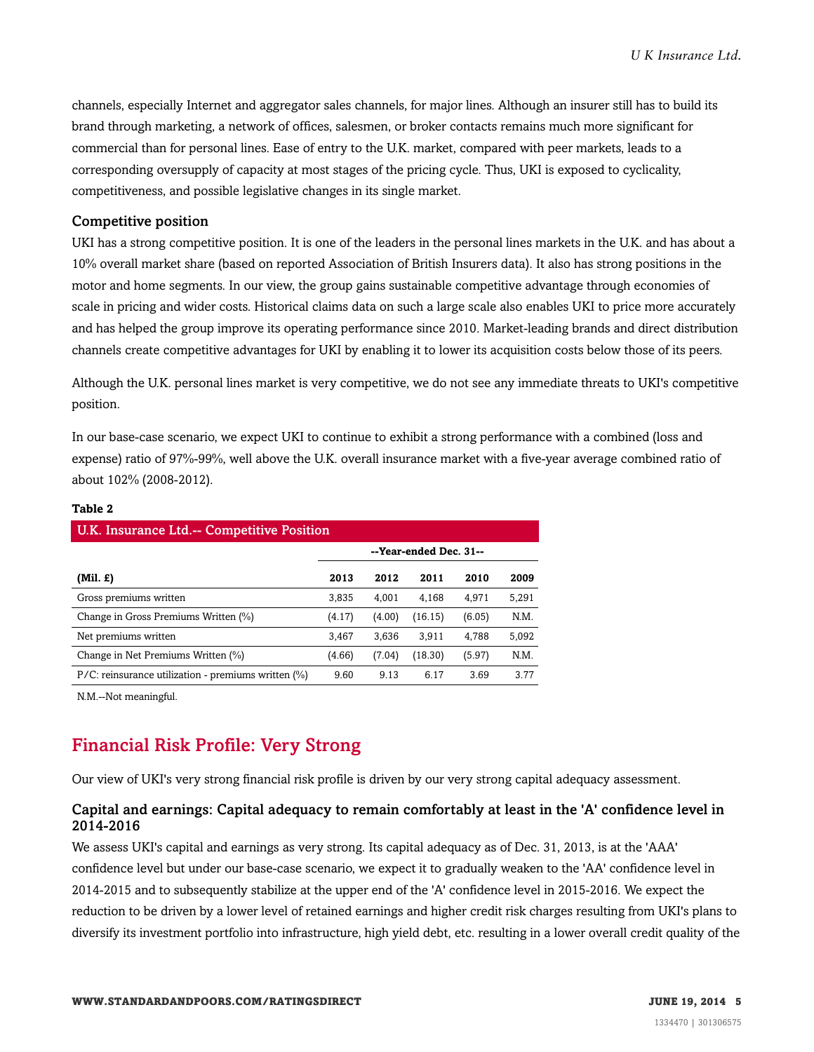channels, especially Internet and aggregator sales channels, for major lines. Although an insurer still has to build its brand through marketing, a network of offices, salesmen, or broker contacts remains much more significant for commercial than for personal lines. Ease of entry to the U.K. market, compared with peer markets, leads to a corresponding oversupply of capacity at most stages of the pricing cycle. Thus, UKI is exposed to cyclicality, competitiveness, and possible legislative changes in its single market.

### Competitive position

UKI has a strong competitive position. It is one of the leaders in the personal lines markets in the U.K. and has about a 10% overall market share (based on reported Association of British Insurers data). It also has strong positions in the motor and home segments. In our view, the group gains sustainable competitive advantage through economies of scale in pricing and wider costs. Historical claims data on such a large scale also enables UKI to price more accurately and has helped the group improve its operating performance since 2010. Market-leading brands and direct distribution channels create competitive advantages for UKI by enabling it to lower its acquisition costs below those of its peers.

Although the U.K. personal lines market is very competitive, we do not see any immediate threats to UKI's competitive position.

In our base-case scenario, we expect UKI to continue to exhibit a strong performance with a combined (loss and expense) ratio of 97%-99%, well above the U.K. overall insurance market with a five-year average combined ratio of about 102% (2008-2012).

**Table 2**

**U.K. Insurance Ltd.-- Competitive Position**

| | --Year-ended Dec. 31-- | | | | |
|---|---|---|---|---|---|
| **(Mil. £)** | **2013** | **2012** | **2011** | **2010** | **2009** |
| Gross premiums written | 3,835 | 4,001 | 4,168 | 4,971 | 5,291 |
| Change in Gross Premiums Written (%) | (4.17) | (4.00) | (16.15) | (6.05) | N.M. |
| Net premiums written | 3,467 | 3,636 | 3,911 | 4,788 | 5,092 |
| Change in Net Premiums Written (%) | (4.66) | (7.04) | (18.30) | (5.97) | N.M. |
| P/C: reinsurance utilization - premiums written (%) | 9.60 | 9.13 | 6.17 | 3.69 | 3.77 |

N.M.--Not meaningful.

## Financial Risk Profile: Very Strong

Our view of UKI's very strong financial risk profile is driven by our very strong capital adequacy assessment.

### Capital and earnings: Capital adequacy to remain comfortably at least in the 'A' confidence level in 2014-2016

We assess UKI's capital and earnings as very strong. Its capital adequacy as of Dec. 31, 2013, is at the 'AAA' confidence level but under our base-case scenario, we expect it to gradually weaken to the 'AA' confidence level in 2014-2015 and to subsequently stabilize at the upper end of the 'A' confidence level in 2015-2016. We expect the reduction to be driven by a lower level of retained earnings and higher credit risk charges resulting from UKI's plans to diversify its investment portfolio into infrastructure, high yield debt, etc. resulting in a lower overall credit quality of the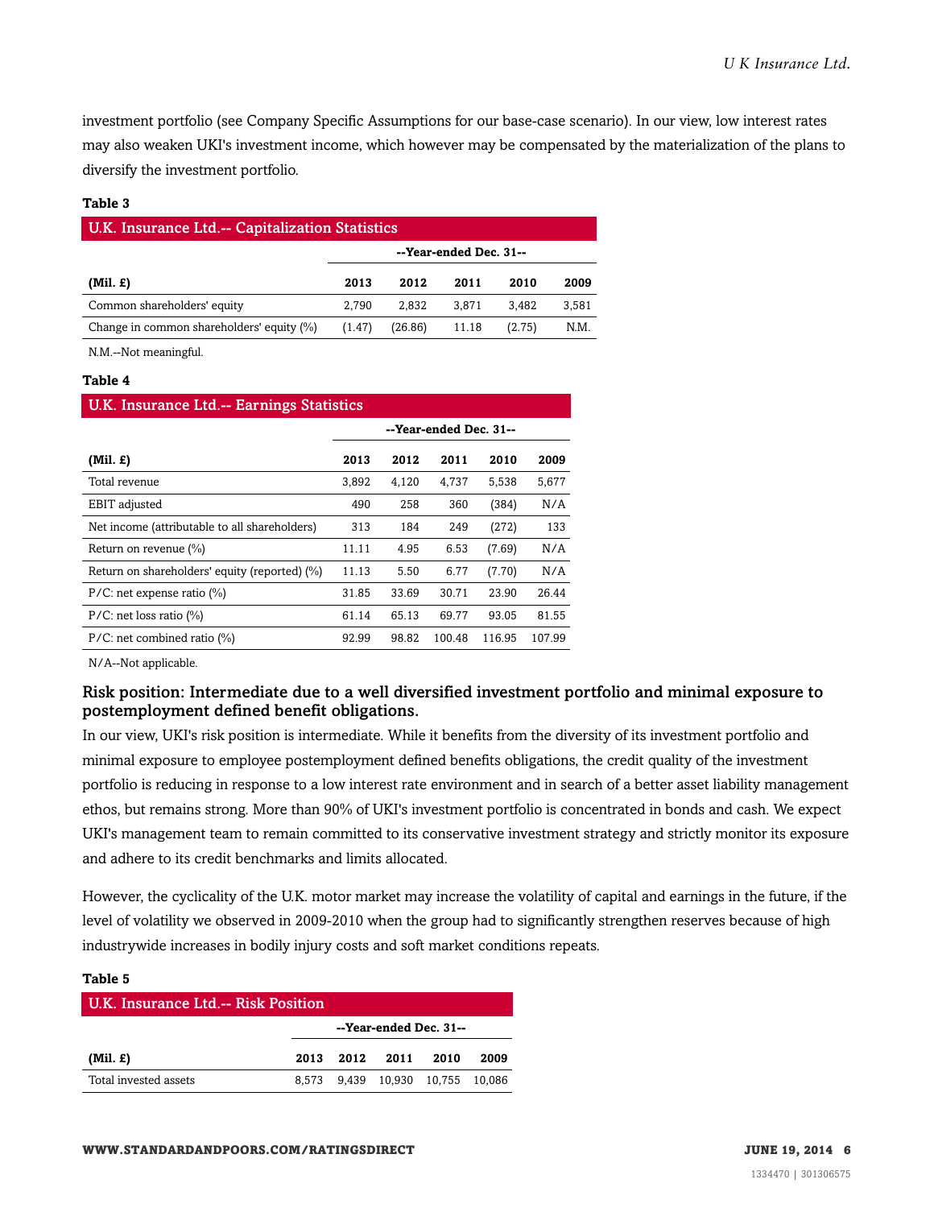investment portfolio (see Company Specific Assumptions for our base-case scenario). In our view, low interest rates may also weaken UKI's investment income, which however may be compensated by the materialization of the plans to diversify the investment portfolio.

**Table 3**

| U.K. Insurance Ltd.-- Capitalization Statistics | | | | | |
|---|---|---|---|---|---|
| | --Year-ended Dec. 31-- | | | | |
| **(Mil. £)** | **2013** | **2012** | **2011** | **2010** | **2009** |
| Common shareholders' equity | 2,790 | 2,832 | 3,871 | 3,482 | 3,581 |
| Change in common shareholders' equity (%) | (1.47) | (26.86) | 11.18 | (2.75) | N.M. |

N.M.--Not meaningful.

**Table 4**

| U.K. Insurance Ltd.-- Earnings Statistics | | | | | |
|---|---|---|---|---|---|
| | --Year-ended Dec. 31-- | | | | |
| **(Mil. £)** | **2013** | **2012** | **2011** | **2010** | **2009** |
| Total revenue | 3,892 | 4,120 | 4,737 | 5,538 | 5,677 |
| EBIT adjusted | 490 | 258 | 360 | (384) | N/A |
| Net income (attributable to all shareholders) | 313 | 184 | 249 | (272) | 133 |
| Return on revenue (%) | 11.11 | 4.95 | 6.53 | (7.69) | N/A |
| Return on shareholders' equity (reported) (%) | 11.13 | 5.50 | 6.77 | (7.70) | N/A |
| P/C: net expense ratio (%) | 31.85 | 33.69 | 30.71 | 23.90 | 26.44 |
| P/C: net loss ratio (%) | 61.14 | 65.13 | 69.77 | 93.05 | 81.55 |
| P/C: net combined ratio (%) | 92.99 | 98.82 | 100.48 | 116.95 | 107.99 |

N/A--Not applicable.

### Risk position: Intermediate due to a well diversified investment portfolio and minimal exposure to postemployment defined benefit obligations.

In our view, UKI's risk position is intermediate. While it benefits from the diversity of its investment portfolio and minimal exposure to employee postemployment defined benefits obligations, the credit quality of the investment portfolio is reducing in response to a low interest rate environment and in search of a better asset liability management ethos, but remains strong. More than 90% of UKI's investment portfolio is concentrated in bonds and cash. We expect UKI's management team to remain committed to its conservative investment strategy and strictly monitor its exposure and adhere to its credit benchmarks and limits allocated.

However, the cyclicality of the U.K. motor market may increase the volatility of capital and earnings in the future, if the level of volatility we observed in 2009-2010 when the group had to significantly strengthen reserves because of high industrywide increases in bodily injury costs and soft market conditions repeats.

**Table 5**

| U.K. Insurance Ltd.-- Risk Position | | | | | |
|---|---|---|---|---|---|
| | --Year-ended Dec. 31-- | | | | |
| **(Mil. £)** | **2013** | **2012** | **2011** | **2010** | **2009** |
| Total invested assets | 8,573 | 9,439 | 10,930 | 10,755 | 10,086 |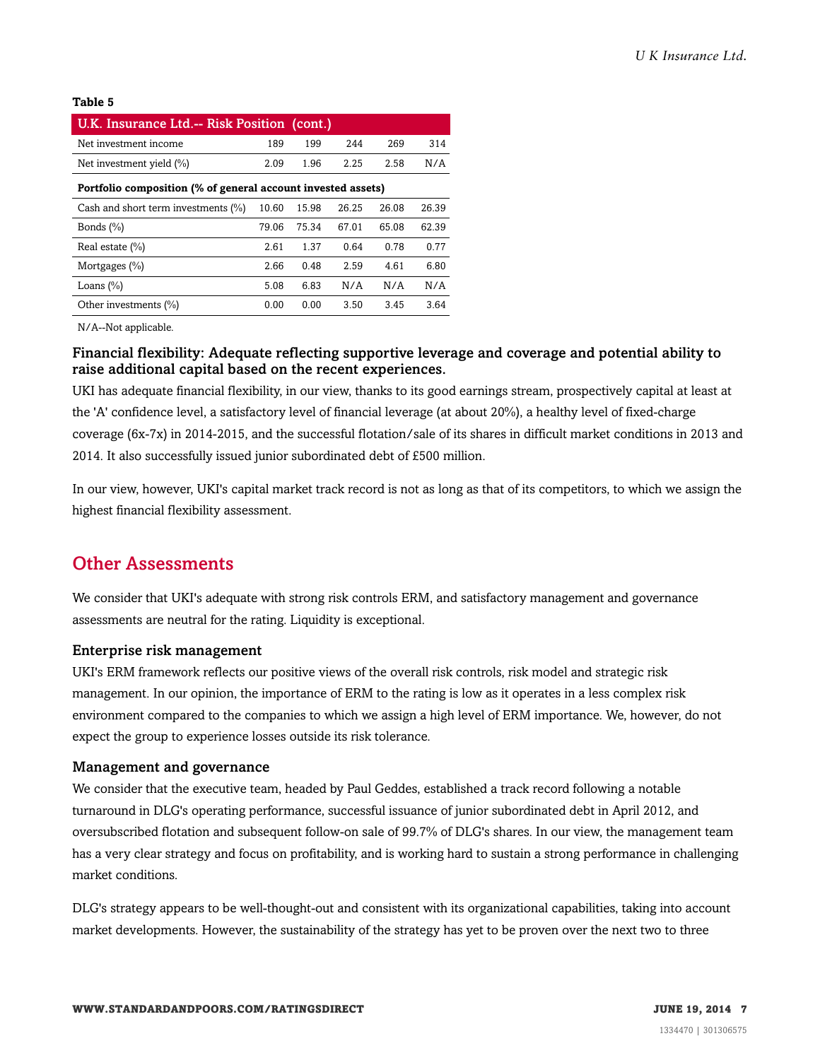**Table 5**

| U.K. Insurance Ltd.-- Risk Position (cont.) | | | | | |
|---|---|---|---|---|---|
| Net investment income | 189 | 199 | 244 | 269 | 314 |
| Net investment yield (%) | 2.09 | 1.96 | 2.25 | 2.58 | N/A |
| **Portfolio composition (% of general account invested assets)** | | | | | |
| Cash and short term investments (%) | 10.60 | 15.98 | 26.25 | 26.08 | 26.39 |
| Bonds (%) | 79.06 | 75.34 | 67.01 | 65.08 | 62.39 |
| Real estate (%) | 2.61 | 1.37 | 0.64 | 0.78 | 0.77 |
| Mortgages (%) | 2.66 | 0.48 | 2.59 | 4.61 | 6.80 |
| Loans (%) | 5.08 | 6.83 | N/A | N/A | N/A |
| Other investments (%) | 0.00 | 0.00 | 3.50 | 3.45 | 3.64 |

N/A--Not applicable.

### Financial flexibility: Adequate reflecting supportive leverage and coverage and potential ability to raise additional capital based on the recent experiences.

UKI has adequate financial flexibility, in our view, thanks to its good earnings stream, prospectively capital at least at the 'A' confidence level, a satisfactory level of financial leverage (at about 20%), a healthy level of fixed-charge coverage (6x-7x) in 2014-2015, and the successful flotation/sale of its shares in difficult market conditions in 2013 and 2014. It also successfully issued junior subordinated debt of £500 million.

In our view, however, UKI's capital market track record is not as long as that of its competitors, to which we assign the highest financial flexibility assessment.

## Other Assessments

We consider that UKI's adequate with strong risk controls ERM, and satisfactory management and governance assessments are neutral for the rating. Liquidity is exceptional.

### Enterprise risk management

UKI's ERM framework reflects our positive views of the overall risk controls, risk model and strategic risk management. In our opinion, the importance of ERM to the rating is low as it operates in a less complex risk environment compared to the companies to which we assign a high level of ERM importance. We, however, do not expect the group to experience losses outside its risk tolerance.

### Management and governance

We consider that the executive team, headed by Paul Geddes, established a track record following a notable turnaround in DLG's operating performance, successful issuance of junior subordinated debt in April 2012, and oversubscribed flotation and subsequent follow-on sale of 99.7% of DLG's shares. In our view, the management team has a very clear strategy and focus on profitability, and is working hard to sustain a strong performance in challenging market conditions.

DLG's strategy appears to be well-thought-out and consistent with its organizational capabilities, taking into account market developments. However, the sustainability of the strategy has yet to be proven over the next two to three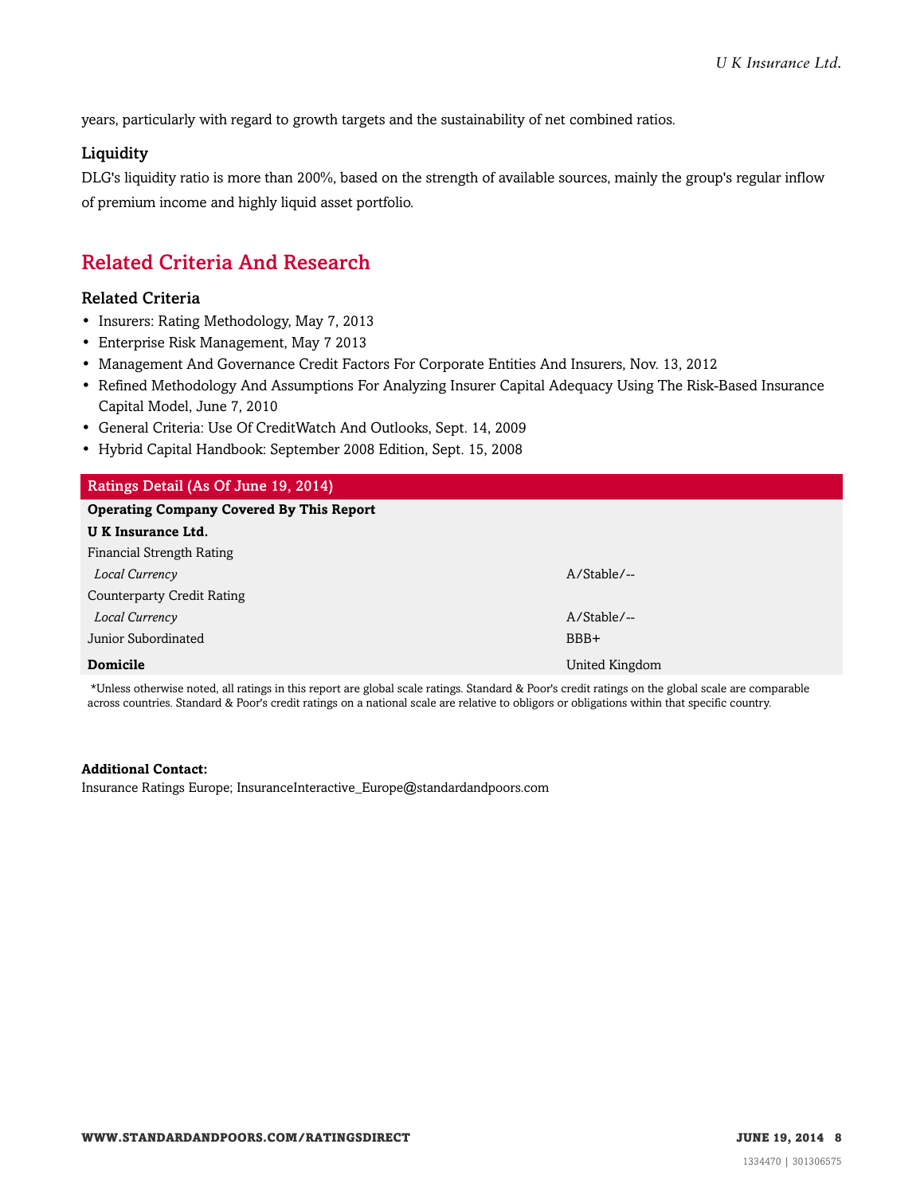years, particularly with regard to growth targets and the sustainability of net combined ratios.

### Liquidity

DLG's liquidity ratio is more than 200%, based on the strength of available sources, mainly the group's regular inflow of premium income and highly liquid asset portfolio.

## Related Criteria And Research

### Related Criteria

- Insurers: Rating Methodology, May 7, 2013
- Enterprise Risk Management, May 7 2013
- Management And Governance Credit Factors For Corporate Entities And Insurers, Nov. 13, 2012
- Refined Methodology And Assumptions For Analyzing Insurer Capital Adequacy Using The Risk-Based Insurance Capital Model, June 7, 2010
- General Criteria: Use Of CreditWatch And Outlooks, Sept. 14, 2009
- Hybrid Capital Handbook: September 2008 Edition, Sept. 15, 2008

| Ratings Detail (As Of June 19, 2014) | |
|---|---|
| **Operating Company Covered By This Report** | |
| **U K Insurance Ltd.** | |
| Financial Strength Rating | |
| *Local Currency* | A/Stable/-- |
| Counterparty Credit Rating | |
| *Local Currency* | A/Stable/-- |
| Junior Subordinated | BBB+ |
| **Domicile** | United Kingdom |

*Unless otherwise noted, all ratings in this report are global scale ratings. Standard & Poor's credit ratings on the global scale are comparable across countries. Standard & Poor's credit ratings on a national scale are relative to obligors or obligations within that specific country.

**Additional Contact:**
Insurance Ratings Europe; InsuranceInteractive_Europe@standardandpoors.com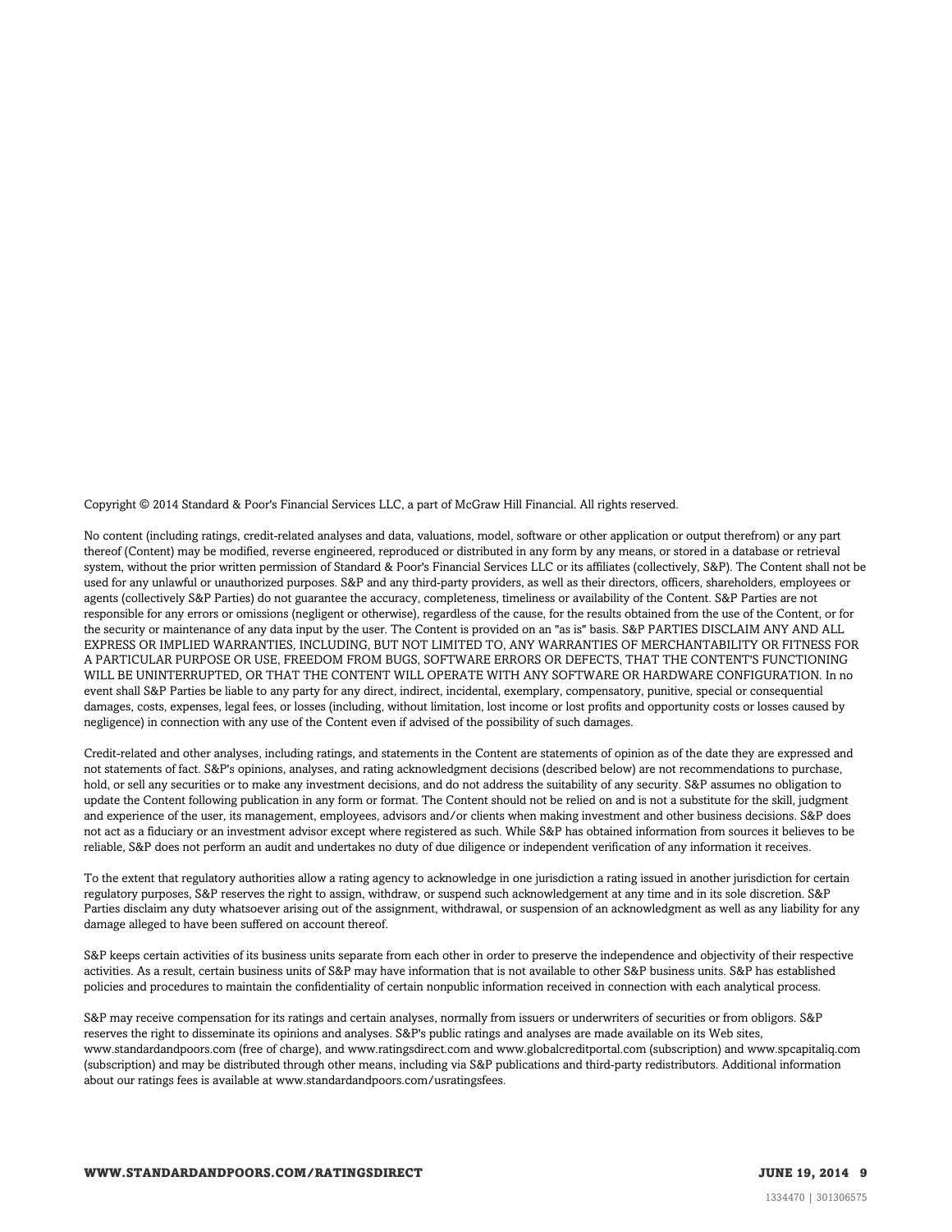Copyright © 2014 Standard & Poor's Financial Services LLC, a part of McGraw Hill Financial. All rights reserved.

No content (including ratings, credit-related analyses and data, valuations, model, software or other application or output therefrom) or any part thereof (Content) may be modified, reverse engineered, reproduced or distributed in any form by any means, or stored in a database or retrieval system, without the prior written permission of Standard & Poor's Financial Services LLC or its affiliates (collectively, S&P). The Content shall not be used for any unlawful or unauthorized purposes. S&P and any third-party providers, as well as their directors, officers, shareholders, employees or agents (collectively S&P Parties) do not guarantee the accuracy, completeness, timeliness or availability of the Content. S&P Parties are not responsible for any errors or omissions (negligent or otherwise), regardless of the cause, for the results obtained from the use of the Content, or for the security or maintenance of any data input by the user. The Content is provided on an "as is" basis. S&P PARTIES DISCLAIM ANY AND ALL EXPRESS OR IMPLIED WARRANTIES, INCLUDING, BUT NOT LIMITED TO, ANY WARRANTIES OF MERCHANTABILITY OR FITNESS FOR A PARTICULAR PURPOSE OR USE, FREEDOM FROM BUGS, SOFTWARE ERRORS OR DEFECTS, THAT THE CONTENT'S FUNCTIONING WILL BE UNINTERRUPTED, OR THAT THE CONTENT WILL OPERATE WITH ANY SOFTWARE OR HARDWARE CONFIGURATION. In no event shall S&P Parties be liable to any party for any direct, indirect, incidental, exemplary, compensatory, punitive, special or consequential damages, costs, expenses, legal fees, or losses (including, without limitation, lost income or lost profits and opportunity costs or losses caused by negligence) in connection with any use of the Content even if advised of the possibility of such damages.

Credit-related and other analyses, including ratings, and statements in the Content are statements of opinion as of the date they are expressed and not statements of fact. S&P's opinions, analyses, and rating acknowledgment decisions (described below) are not recommendations to purchase, hold, or sell any securities or to make any investment decisions, and do not address the suitability of any security. S&P assumes no obligation to update the Content following publication in any form or format. The Content should not be relied on and is not a substitute for the skill, judgment and experience of the user, its management, employees, advisors and/or clients when making investment and other business decisions. S&P does not act as a fiduciary or an investment advisor except where registered as such. While S&P has obtained information from sources it believes to be reliable, S&P does not perform an audit and undertakes no duty of due diligence or independent verification of any information it receives.

To the extent that regulatory authorities allow a rating agency to acknowledge in one jurisdiction a rating issued in another jurisdiction for certain regulatory purposes, S&P reserves the right to assign, withdraw, or suspend such acknowledgement at any time and in its sole discretion. S&P Parties disclaim any duty whatsoever arising out of the assignment, withdrawal, or suspension of an acknowledgment as well as any liability for any damage alleged to have been suffered on account thereof.

S&P keeps certain activities of its business units separate from each other in order to preserve the independence and objectivity of their respective activities. As a result, certain business units of S&P may have information that is not available to other S&P business units. S&P has established policies and procedures to maintain the confidentiality of certain nonpublic information received in connection with each analytical process.

S&P may receive compensation for its ratings and certain analyses, normally from issuers or underwriters of securities or from obligors. S&P reserves the right to disseminate its opinions and analyses. S&P's public ratings and analyses are made available on its Web sites, www.standardandpoors.com (free of charge), and www.ratingsdirect.com and www.globalcreditportal.com (subscription) and www.spcapitaliq.com (subscription) and may be distributed through other means, including via S&P publications and third-party redistributors. Additional information about our ratings fees is available at www.standardandpoors.com/usratingsfees.